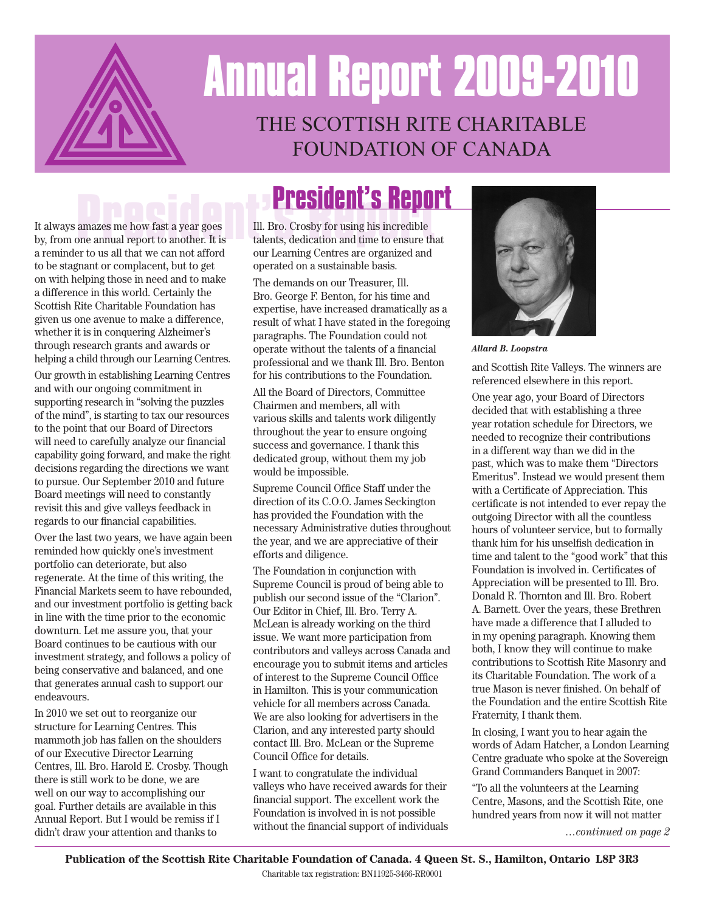# Annual Report 2009-2010

## THE SCOTTISH RITE CHARITABLE FOUNDATION OF CANADA

## President's Report

It always amazes me how fast a year goes by, from one annual report to another. It is a reminder to us all that we can not afford to be stagnant or complacent, but to get on with helping those in need and to make a difference in this world. Certainly the Scottish Rite Charitable Foundation has given us one avenue to make a difference, whether it is in conquering Alzheimer's through research grants and awards or helping a child through our Learning Centres.

Our growth in establishing Learning Centres and with our ongoing commitment in supporting research in "solving the puzzles of the mind", is starting to tax our resources to the point that our Board of Directors will need to carefully analyze our financial capability going forward, and make the right decisions regarding the directions we want to pursue. Our September 2010 and future Board meetings will need to constantly revisit this and give valleys feedback in regards to our financial capabilities.

Over the last two years, we have again been reminded how quickly one's investment portfolio can deteriorate, but also regenerate. At the time of this writing, the Financial Markets seem to have rebounded, and our investment portfolio is getting back in line with the time prior to the economic downturn. Let me assure you, that your Board continues to be cautious with our investment strategy, and follows a policy of being conservative and balanced, and one that generates annual cash to support our endeavours.

In 2010 we set out to reorganize our structure for Learning Centres. This mammoth job has fallen on the shoulders of our Executive Director Learning Centres, Ill. Bro. Harold E. Crosby. Though there is still work to be done, we are well on our way to accomplishing our goal. Further details are available in this Annual Report. But I would be remiss if I didn't draw your attention and thanks to Ill. Bro. Crosby for using his incredible talents, dedication and time to ensure that our Learning Centres are organized and operated on a sustainable basis.

The demands on our Treasurer, Ill. Bro. George F. Benton, for his time and expertise, have increased dramatically as a result of what I have stated in the foregoing paragraphs. The Foundation could not operate without the talents of a financial professional and we thank Ill. Bro. Benton for his contributions to the Foundation.

All the Board of Directors, Committee Chairmen and members, all with various skills and talents work diligently throughout the year to ensure ongoing success and governance. I thank this dedicated group, without them my job would be impossible.

Supreme Council Office Staff under the direction of its C.O.O. James Seckington has provided the Foundation with the necessary Administrative duties throughout the year, and we are appreciative of their efforts and diligence.

The Foundation in conjunction with Supreme Council is proud of being able to publish our second issue of the "Clarion". Our Editor in Chief, Ill. Bro. Terry A. McLean is already working on the third issue. We want more participation from contributors and valleys across Canada and encourage you to submit items and articles of interest to the Supreme Council Office in Hamilton. This is your communication vehicle for all members across Canada. We are also looking for advertisers in the Clarion, and any interested party should contact Ill. Bro. McLean or the Supreme Council Office for details.

I want to congratulate the individual valleys who have received awards for their financial support. The excellent work the Foundation is involved in is not possible without the financial support of individuals and Scottish Rite Valleys. The winners are referenced elsewhere in this report.

*Allard B. Loopstra*

One year ago, your Board of Directors decided that with establishing a three year rotation schedule for Directors, we needed to recognize their contributions in a different way than we did in the past, which was to make them "Directors Emeritus". Instead we would present them with a Certificate of Appreciation. This certificate is not intended to ever repay the outgoing Director with all the countless hours of volunteer service, but to formally thank him for his unselfish dedication in time and talent to the "good work" that this Foundation is involved in. Certificates of Appreciation will be presented to Ill. Bro. Donald R. Thornton and Ill. Bro. Robert A. Barnett. Over the years, these Brethren have made a difference that I alluded to in my opening paragraph. Knowing them both, I know they will continue to make contributions to Scottish Rite Masonry and its Charitable Foundation. The work of a true Mason is never finished. On behalf of the Foundation and the entire Scottish Rite Fraternity, I thank them.

In closing, I want you to hear again the words of Adam Hatcher, a London Learning Centre graduate who spoke at the Sovereign Grand Commanders Banquet in 2007:

"To all the volunteers at the Learning Centre, Masons, and the Scottish Rite, one hundred years from now it will not matter

*...continued on page 2*

**Publication of the Scottish Rite Charitable Foundation of Canada. 4 Queen St. S., Hamilton, Ontario L8P 3R3**

Charitable tax registration: BN11925-3466-RR0001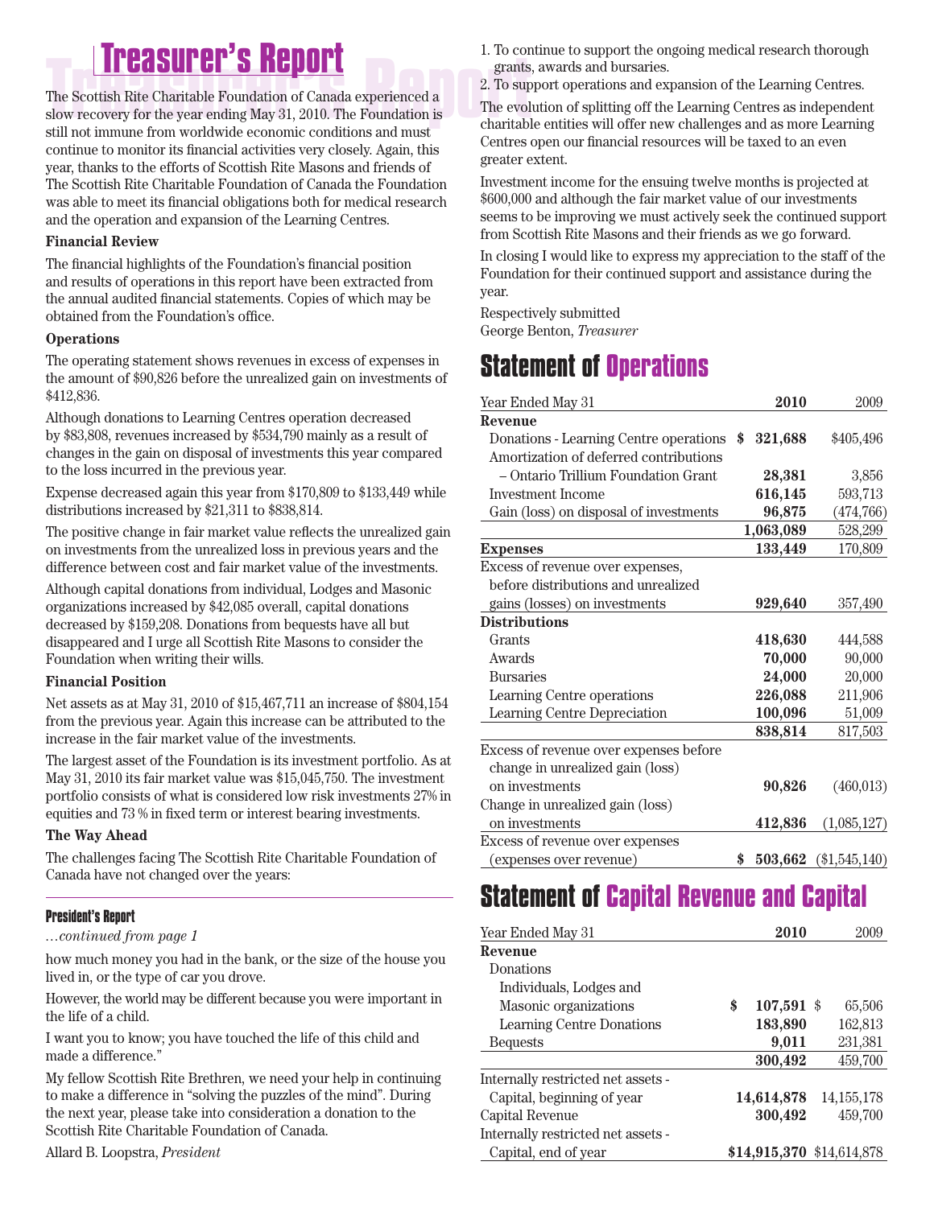# Treasurer's Report

The Scottish Rite Charitable Foundation of Canada experienced a slow recovery for the year ending May 31, 2010. The Foundation is still not immune from worldwide economic conditions and must continue to monitor its financial activities very closely. Again, this year, thanks to the efforts of Scottish Rite Masons and friends of The Scottish Rite Charitable Foundation of Canada the Foundation was able to meet its financial obligations both for medical research and the operation and expansion of the Learning Centres.

**Financial Review**

The financial highlights of the Foundation's financial position and results of operations in this report have been extracted from the annual audited financial statements. Copies of which may be obtained from the Foundation's office.

**Operations**

The operating statement shows revenues in excess of expenses in the amount of $90,826 before the unrealized gain on investments of $412,836.

Although donations to Learning Centres operation decreased by $83,808, revenues increased by $534,790 mainly as a result of changes in the gain on disposal of investments this year compared to the loss incurred in the previous year.

Expense decreased again this year from $170,809 to $133,449 while distributions increased by $21,311 to $838,814.

The positive change in fair market value reflects the unrealized gain on investments from the unrealized loss in previous years and the difference between cost and fair market value of the investments.

Although capital donations from individual, Lodges and Masonic organizations increased by $42,085 overall, capital donations decreased by $159,208. Donations from bequests have all but disappeared and I urge all Scottish Rite Masons to consider the Foundation when writing their wills.

**Financial Position**

Net assets as at May 31, 2010 of $15,467,711 an increase of $804,154 from the previous year. Again this increase can be attributed to the increase in the fair market value of the investments.

The largest asset of the Foundation is its investment portfolio. As at May 31, 2010 its fair market value was $15,045,750. The investment portfolio consists of what is considered low risk investments 27% in equities and 73 % in fixed term or interest bearing investments.

**The Way Ahead**

The challenges facing The Scottish Rite Charitable Foundation of Canada have not changed over the years:

1. To continue to support the ongoing medical research thorough grants, awards and bursaries.
2. To support operations and expansion of the Learning Centres.

The evolution of splitting off the Learning Centres as independent charitable entities will offer new challenges and as more Learning Centres open our financial resources will be taxed to an even greater extent.

Investment income for the ensuing twelve months is projected at $600,000 and although the fair market value of our investments seems to be improving we must actively seek the continued support from Scottish Rite Masons and their friends as we go forward.

In closing I would like to express my appreciation to the staff of the Foundation for their continued support and assistance during the year.

Respectively submitted
George Benton, *Treasurer*

## Statement of Operations

| Year Ended May 31 | 2010 | 2009 |
|---|---|---|
| **Revenue** | | |
| Donations - Learning Centre operations | $ 321,688 | $405,496 |
| Amortization of deferred contributions – Ontario Trillium Foundation Grant | 28,381 | 3,856 |
| Investment Income | 616,145 | 593,713 |
| Gain (loss) on disposal of investments | 96,875 | (474,766) |
| | 1,063,089 | 528,299 |
| **Expenses** | 133,449 | 170,809 |
| Excess of revenue over expenses, before distributions and unrealized gains (losses) on investments | 929,640 | 357,490 |
| **Distributions** | | |
| Grants | 418,630 | 444,588 |
| Awards | 70,000 | 90,000 |
| Bursaries | 24,000 | 20,000 |
| Learning Centre operations | 226,088 | 211,906 |
| Learning Centre Depreciation | 100,096 | 51,009 |
| | 838,814 | 817,503 |
| Excess of revenue over expenses before change in unrealized gain (loss) on investments | 90,826 | (460,013) |
| Change in unrealized gain (loss) on investments | 412,836 | (1,085,127) |
| Excess of revenue over expenses (expenses over revenue) | $ 503,662 | ($1,545,140) |

## Statement of Capital Revenue and Capital

| Year Ended May 31 | 2010 | 2009 |
|---|---|---|
| **Revenue** | | |
| Donations | | |
| Individuals, Lodges and Masonic organizations | $ 107,591 | $ 65,506 |
| Learning Centre Donations | 183,890 | 162,813 |
| Bequests | 9,011 | 231,381 |
| | 300,492 | 459,700 |
| Internally restricted net assets - Capital, beginning of year | 14,614,878 | 14,155,178 |
| Capital Revenue | 300,492 | 459,700 |
| Internally restricted net assets - Capital, end of year | $14,915,370 | $14,614,878 |

### President's Report

*...continued from page 1*

how much money you had in the bank, or the size of the house you lived in, or the type of car you drove.

However, the world may be different because you were important in the life of a child.

I want you to know; you have touched the life of this child and made a difference."

My fellow Scottish Rite Brethren, we need your help in continuing to make a difference in "solving the puzzles of the mind". During the next year, please take into consideration a donation to the Scottish Rite Charitable Foundation of Canada.

Allard B. Loopstra, *President*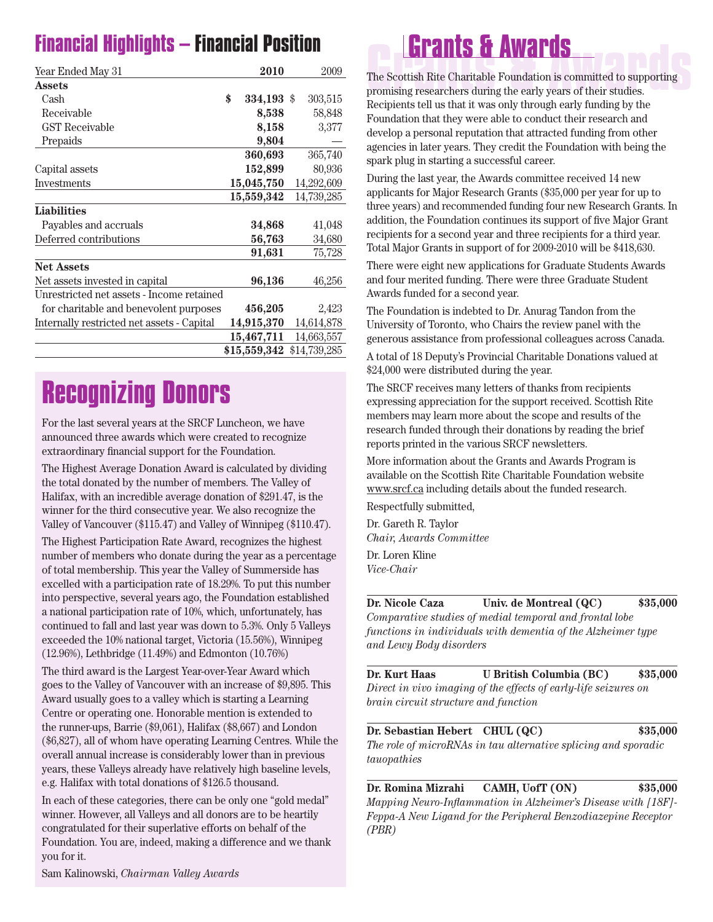## Financial Highlights – Financial Position

| Year Ended May 31 | 2010 | 2009 |
|---|---|---|
| **Assets** | | |
| Cash | **$ 334,193** | $ 303,515 |
| Receivable | **8,538** | 58,848 |
| GST Receivable | **8,158** | 3,377 |
| Prepaids | **9,804** | — |
| | **360,693** | 365,740 |
| Capital assets | **152,899** | 80,936 |
| Investments | **15,045,750** | 14,292,609 |
| | **15,559,342** | 14,739,285 |
| **Liabilities** | | |
| Payables and accruals | **34,868** | 41,048 |
| Deferred contributions | **56,763** | 34,680 |
| | **91,631** | 75,728 |
| **Net Assets** | | |
| Net assets invested in capital | **96,136** | 46,256 |
| Unrestricted net assets - Income retained for charitable and benevolent purposes | **456,205** | 2,423 |
| Internally restricted net assets - Capital | **14,915,370** | 14,614,878 |
| | **15,467,711** | 14,663,557 |
| | **$15,559,342** | $14,739,285 |

# Recognizing Donors

For the last several years at the SRCF Luncheon, we have announced three awards which were created to recognize extraordinary financial support for the Foundation.

The Highest Average Donation Award is calculated by dividing the total donated by the number of members. The Valley of Halifax, with an incredible average donation of $291.47, is the winner for the third consecutive year. We also recognize the Valley of Vancouver ($115.47) and Valley of Winnipeg ($110.47).

The Highest Participation Rate Award, recognizes the highest number of members who donate during the year as a percentage of total membership. This year the Valley of Summerside has excelled with a participation rate of 18.29%. To put this number into perspective, several years ago, the Foundation established a national participation rate of 10%, which, unfortunately, has continued to fall and last year was down to 5.3%. Only 5 Valleys exceeded the 10% national target, Victoria (15.56%), Winnipeg (12.96%), Lethbridge (11.49%) and Edmonton (10.76%)

The third award is the Largest Year-over-Year Award which goes to the Valley of Vancouver with an increase of $9,895. This Award usually goes to a valley which is starting a Learning Centre or operating one. Honorable mention is extended to the runner-ups, Barrie ($9,061), Halifax ($8,667) and London ($6,827), all of whom have operating Learning Centres. While the overall annual increase is considerably lower than in previous years, these Valleys already have relatively high baseline levels, e.g. Halifax with total donations of $126.5 thousand.

In each of these categories, there can be only one "gold medal" winner. However, all Valleys and all donors are to be heartily congratulated for their superlative efforts on behalf of the Foundation. You are, indeed, making a difference and we thank you for it.

Sam Kalinowski, *Chairman Valley Awards*

# Grants & Awards

The Scottish Rite Charitable Foundation is committed to supporting promising researchers during the early years of their studies. Recipients tell us that it was only through early funding by the Foundation that they were able to conduct their research and develop a personal reputation that attracted funding from other agencies in later years. They credit the Foundation with being the spark plug in starting a successful career.

During the last year, the Awards committee received 14 new applicants for Major Research Grants ($35,000 per year for up to three years) and recommended funding four new Research Grants. In addition, the Foundation continues its support of five Major Grant recipients for a second year and three recipients for a third year. Total Major Grants in support of for 2009-2010 will be $418,630.

There were eight new applications for Graduate Students Awards and four merited funding. There were three Graduate Student Awards funded for a second year.

The Foundation is indebted to Dr. Anurag Tandon from the University of Toronto, who Chairs the review panel with the generous assistance from professional colleagues across Canada.

A total of 18 Deputy's Provincial Charitable Donations valued at $24,000 were distributed during the year.

The SRCF receives many letters of thanks from recipients expressing appreciation for the support received. Scottish Rite members may learn more about the scope and results of the research funded through their donations by reading the brief reports printed in the various SRCF newsletters.

More information about the Grants and Awards Program is available on the Scottish Rite Charitable Foundation website www.srcf.ca including details about the funded research.

Respectfully submitted,

Dr. Gareth R. Taylor
*Chair, Awards Committee*

Dr. Loren Kline
*Vice-Chair*

---

**Dr. Nicole Caza** | **Univ. de Montreal (QC)** | **$35,000**

*Comparative studies of medial temporal and frontal lobe functions in individuals with dementia of the Alzheimer type and Lewy Body disorders*

---

**Dr. Kurt Haas** | **U British Columbia (BC)** | **$35,000**

*Direct in vivo imaging of the effects of early-life seizures on brain circuit structure and function*

---

**Dr. Sebastian Hebert** | **CHUL (QC)** | **$35,000**

*The role of microRNAs in tau alternative splicing and sporadic tauopathies*

---

**Dr. Romina Mizrahi** | **CAMH, UofT (ON)** | **$35,000**

*Mapping Neuro-Inflammation in Alzheimer's Disease with [18F]-Feppa-A New Ligand for the Peripheral Benzodiazepine Receptor (PBR)*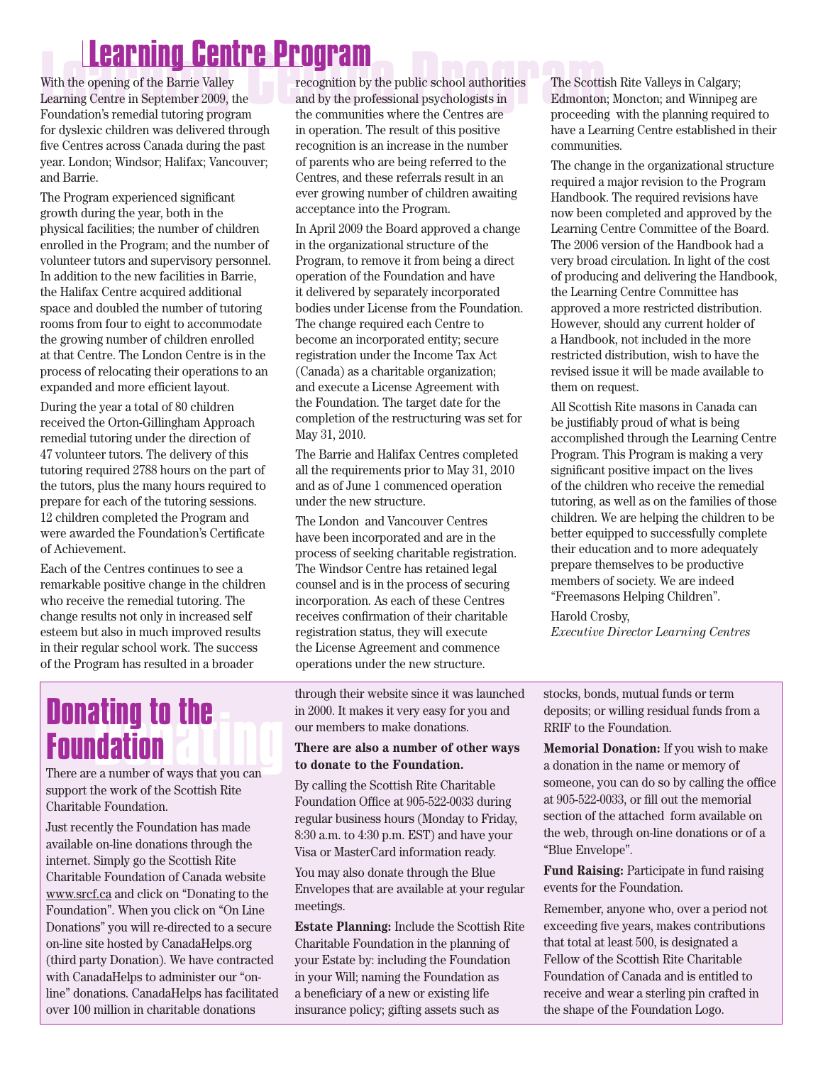# Learning Centre Program

With the opening of the Barrie Valley Learning Centre in September 2009, the Foundation's remedial tutoring program for dyslexic children was delivered through five Centres across Canada during the past year. London; Windsor; Halifax; Vancouver; and Barrie.

The Program experienced significant growth during the year, both in the physical facilities; the number of children enrolled in the Program; and the number of volunteer tutors and supervisory personnel. In addition to the new facilities in Barrie, the Halifax Centre acquired additional space and doubled the number of tutoring rooms from four to eight to accommodate the growing number of children enrolled at that Centre. The London Centre is in the process of relocating their operations to an expanded and more efficient layout.

During the year a total of 80 children received the Orton-Gillingham Approach remedial tutoring under the direction of 47 volunteer tutors. The delivery of this tutoring required 2788 hours on the part of the tutors, plus the many hours required to prepare for each of the tutoring sessions. 12 children completed the Program and were awarded the Foundation's Certificate of Achievement.

Each of the Centres continues to see a remarkable positive change in the children who receive the remedial tutoring. The change results not only in increased self esteem but also in much improved results in their regular school work. The success of the Program has resulted in a broader recognition by the public school authorities and by the professional psychologists in the communities where the Centres are in operation. The result of this positive recognition is an increase in the number of parents who are being referred to the Centres, and these referrals result in an ever growing number of children awaiting acceptance into the Program.

In April 2009 the Board approved a change in the organizational structure of the Program, to remove it from being a direct operation of the Foundation and have it delivered by separately incorporated bodies under License from the Foundation. The change required each Centre to become an incorporated entity; secure registration under the Income Tax Act (Canada) as a charitable organization; and execute a License Agreement with the Foundation. The target date for the completion of the restructuring was set for May 31, 2010.

The Barrie and Halifax Centres completed all the requirements prior to May 31, 2010 and as of June 1 commenced operation under the new structure.

The London and Vancouver Centres have been incorporated and are in the process of seeking charitable registration. The Windsor Centre has retained legal counsel and is in the process of securing incorporation. As each of these Centres receives confirmation of their charitable registration status, they will execute the License Agreement and commence operations under the new structure.

The Scottish Rite Valleys in Calgary; Edmonton; Moncton; and Winnipeg are proceeding with the planning required to have a Learning Centre established in their communities.

The change in the organizational structure required a major revision to the Program Handbook. The required revisions have now been completed and approved by the Learning Centre Committee of the Board. The 2006 version of the Handbook had a very broad circulation. In light of the cost of producing and delivering the Handbook, the Learning Centre Committee has approved a more restricted distribution. However, should any current holder of a Handbook, not included in the more restricted distribution, wish to have the revised issue it will be made available to them on request.

All Scottish Rite masons in Canada can be justifiably proud of what is being accomplished through the Learning Centre Program. This Program is making a very significant positive impact on the lives of the children who receive the remedial tutoring, as well as on the families of those children. We are helping the children to be better equipped to successfully complete their education and to more adequately prepare themselves to be productive members of society. We are indeed "Freemasons Helping Children".

Harold Crosby,
*Executive Director Learning Centres*

# Donating to the Foundation

There are a number of ways that you can support the work of the Scottish Rite Charitable Foundation.

Just recently the Foundation has made available on-line donations through the internet. Simply go the Scottish Rite Charitable Foundation of Canada website www.srcf.ca and click on "Donating to the Foundation". When you click on "On Line Donations" you will re-directed to a secure on-line site hosted by CanadaHelps.org (third party Donation). We have contracted with CanadaHelps to administer our "on-line" donations. CanadaHelps has facilitated over 100 million in charitable donations through their website since it was launched in 2000. It makes it very easy for you and our members to make donations.

**There are also a number of other ways to donate to the Foundation.**

By calling the Scottish Rite Charitable Foundation Office at 905-522-0033 during regular business hours (Monday to Friday, 8:30 a.m. to 4:30 p.m. EST) and have your Visa or MasterCard information ready.

You may also donate through the Blue Envelopes that are available at your regular meetings.

**Estate Planning:** Include the Scottish Rite Charitable Foundation in the planning of your Estate by: including the Foundation in your Will; naming the Foundation as a beneficiary of a new or existing life insurance policy; gifting assets such as stocks, bonds, mutual funds or term deposits; or willing residual funds from a RRIF to the Foundation.

**Memorial Donation:** If you wish to make a donation in the name or memory of someone, you can do so by calling the office at 905-522-0033, or fill out the memorial section of the attached form available on the web, through on-line donations or of a "Blue Envelope".

**Fund Raising:** Participate in fund raising events for the Foundation.

Remember, anyone who, over a period not exceeding five years, makes contributions that total at least 500, is designated a Fellow of the Scottish Rite Charitable Foundation of Canada and is entitled to receive and wear a sterling pin crafted in the shape of the Foundation Logo.